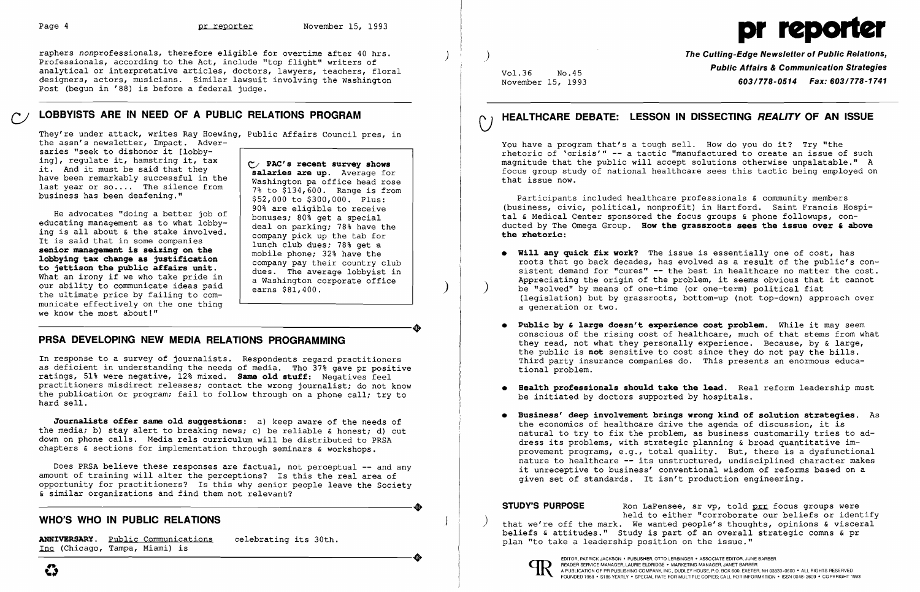raphers *non*professionals, therefore eligible for overtime after 40 hrs. Professionals, according to the Act, include "top flight" writers of analytical or interpretative articles, doctors, lawyers, teachers, floral designers, actors, musicians. Similar lawsuit involving the Washington Post (begun in '88) is before a federal judge.

## LOBBYISTS ARE IN NEED OF A PUBLIC RELATIONS PROGRAM

They're under attack, writes Ray Hoewing, Public Affairs Council pres, in the assn's newsletter, Impact. Adversaries "seek to dishonor it [lobbying], regulate it, hamstring it, tax it. And it must be said that they have been remarkably successful in the last year or so.... The silence from business has been deafening."

He advocates "doing a better job of educating management as to what lobbying is all about & the stake involved. It is said that in some companies **senior management is seizing on the lobbying tax change as justification to jettison the public affairs unit.** What an irony if we who take pride in our ability to communicate ideas paid the ultimate price by failing to communicate effectively on the one thing we know the most about!"

**PAC's recent survey shows salaries are up.** Average for Washington pa office head rose 7% to $134,600. Range is from $52,000 to $300,000. Plus: 90% are eligible to receive bonuses; 80% get a special deal on parking; 78% have the company pick up the tab for lunch club dues; 78% get a mobile phone; 32% have the company pay their country club dues. The average lobbyist in a Washington corporate office earns $81,400.

## PRSA DEVELOPING NEW MEDIA RELATIONS PROGRAMMING

In response to a survey of journalists. Respondents regard practitioners as deficient in understanding the needs of media. Tho 37% gave pr positive ratings, 51% were negative, 12% mixed. **Same old stuff:** Negatives feel practitioners misdirect releases; contact the wrong journalist; do not know the publication or program; fail to follow through on a phone call; try to hard sell.

**Journalists offer same old suggestions:** a) keep aware of the needs of the media; b) stay alert to breaking news; c) be reliable & honest; d) cut down on phone calls. Media rels curriculum will be distributed to PRSA chapters & sections for implementation through seminars & workshops.

Does PRSA believe these responses are factual, not perceptual -- and any amount of training will alter the perceptions? Is this the real area of opportunity for practitioners? Is this why senior people leave the Society & similar organizations and find them not relevant?

## WHO'S WHO IN PUBLIC RELATIONS

**ANNIVERSARY.** Public Communications Inc (Chicago, Tampa, Miami) is celebrating its 30th.

# pr reporter

**The Cutting-Edge Newsletter of Public Relations, Public Affairs & Communication Strategies**
**603/778-0514 Fax: 603/778-1741**

Vol.36 No.45
November 15, 1993

## HEALTHCARE DEBATE: LESSON IN DISSECTING *REALITY* OF AN ISSUE

You have a program that's a tough sell. How do you do it? Try "the rhetoric of 'crisis'" -- a tactic "manufactured to create an issue of such magnitude that the public will accept solutions otherwise unpalatable." A focus group study of national healthcare sees this tactic being employed on that issue now.

Participants included healthcare professionals & community members (business, civic, political, nonprofit) in Hartford. Saint Francis Hospital & Medical Center sponsored the focus groups & phone followups, conducted by The Omega Group. **How the grassroots sees the issue over & above the rhetoric:**

- **Will any quick fix work?** The issue is essentially one of cost, has roots that go back decades, has evolved as a result of the public's consistent demand for "cures" -- the best in healthcare no matter the cost. Appreciating the origin of the problem, it seems obvious that it cannot be "solved" by means of one-time (or one-term) political fiat (legislation) but by grassroots, bottom-up (not top-down) approach over a generation or two.
- **Public by & large doesn't experience cost problem.** While it may seem conscious of the rising cost of healthcare, much of that stems from what they read, not what they personally experience. Because, by & large, the public is **not** sensitive to cost since they do not pay the bills. Third party insurance companies do. This presents an enormous educational problem.
- **Health professionals should take the lead.** Real reform leadership must be initiated by doctors supported by hospitals.
- **Business' deep involvement brings wrong kind of solution strategies.** As the economics of healthcare drive the agenda of discussion, it is natural to try to fix the problem, as business customarily tries to address its problems, with strategic planning & broad quantitative improvement programs, e.g., total quality. But, there is a dysfunctional nature to healthcare -- its unstructured, undisciplined character makes it unreceptive to business' conventional wisdom of reforms based on a given set of standards. It isn't production engineering.

**STUDY'S PURPOSE** Ron LaPensee, sr vp, told prr focus groups were held to either "corroborate our beliefs or identify that we're off the mark. We wanted people's thoughts, opinions & visceral beliefs & attitudes." Study is part of an overall strategic comns & pr plan "to take a leadership position on the issue."

EDITOR, PATRICK JACKSON • PUBLISHER, OTTO LERBINGER • ASSOCIATE EDITOR, JUNE BARBER
READER SERVICE MANAGER, LAURIE ELDRIDGE • MARKETING MANAGER, JANET BARBER
A PUBLICATION OF PR PUBLISHING COMPANY, INC., DUDLEY HOUSE, P.O. BOX 600, EXETER, NH 03833-0600 • ALL RIGHTS RESERVED
FOUNDED 1958 • $185 YEARLY • SPECIAL RATE FOR MULTIPLE COPIES; CALL FOR INFORMATION • ISSN 0048-2609 • COPYRIGHT 1993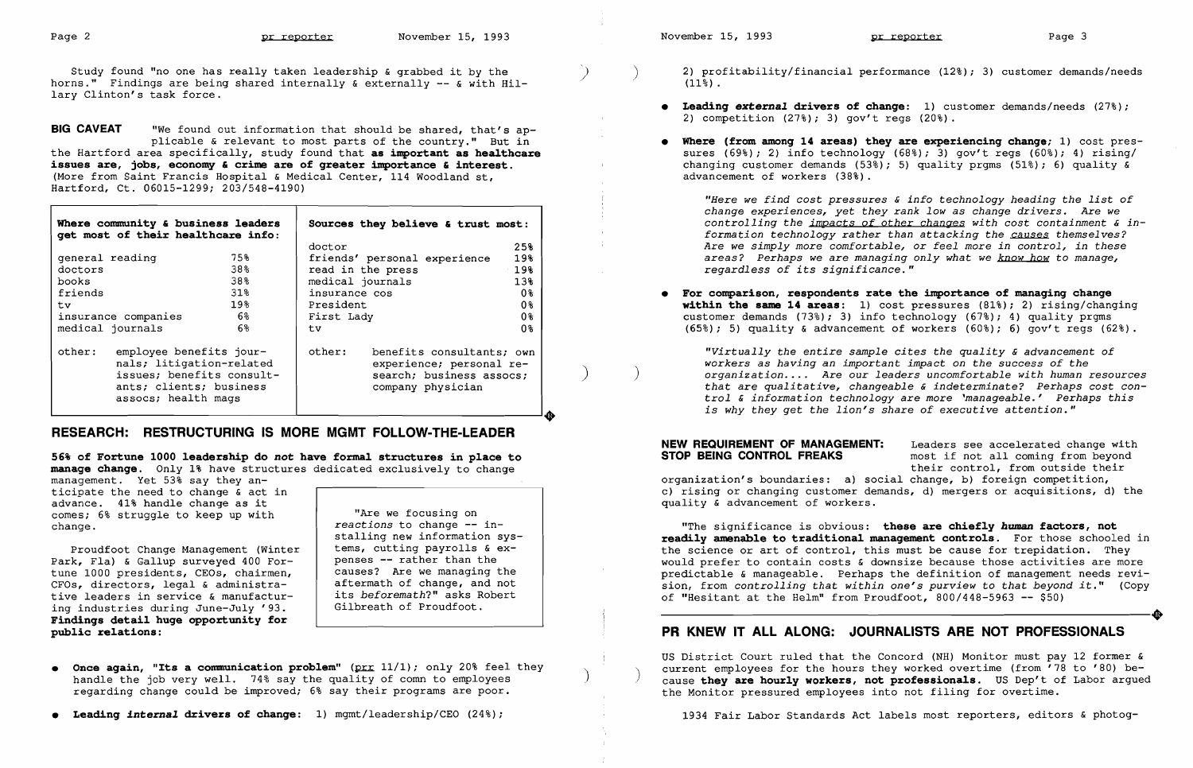Study found "no one has really taken leadership & grabbed it by the horns." Findings are being shared internally & externally -- & with Hillary Clinton's task force.

**BIG CAVEAT** "We found out information that should be shared, that's applicable & relevant to most parts of the country." But in the Hartford area specifically, study found that **as important as healthcare issues are, jobs, economy & crime are of greater importance & interest.** (More from Saint Francis Hospital & Medical Center, 114 Woodland st, Hartford, Ct. 06015-1299; 203/548-4190)

| Where community & business leaders get most of their healthcare info: | | Sources they believe & trust most: | |
|---|---|---|---|
| general reading | 75% | doctor | 25% |
| doctors | 38% | friends' personal experience | 19% |
| books | 38% | read in the press | 19% |
| friends | 31% | medical journals | 13% |
| tv | 19% | insurance cos | 0% |
| insurance companies | 6% | President | 0% |
| medical journals | 6% | First Lady | 0% |
| | | tv | 0% |
| other: employee benefits journals; litigation-related issues; benefits consultants; clients; business assocs; health mags | | other: benefits consultants; own experience; personal research; business assocs; company physician | |

## RESEARCH: RESTRUCTURING IS MORE MGMT FOLLOW-THE-LEADER

**56% of Fortune 1000 leadership do *not* have formal structures in place to manage change.** Only 1% have structures dedicated exclusively to change management. Yet 53% say they anticipate the need to change & act in advance. 41% handle change as it comes; 6% struggle to keep up with change.

> "Are we focusing on *reactions* to change -- installing new information systems, cutting payrolls & expenses -- rather than the causes? Are we managing the aftermath of change, and not its *beforemath*?" asks Robert Gilbreath of Proudfoot.

Proudfoot Change Management (Winter Park, Fla) & Gallup surveyed 400 Fortune 1000 presidents, CEOs, chairmen, CFOs, directors, legal & administrative leaders in service & manufacturing industries during June-July '93. **Findings detail huge opportunity for public relations:**

- **Once again, "Its a communication problem"** (prr 11/1); only 20% feel they handle the job very well. 74% say the quality of comn to employees regarding change could be improved; 6% say their programs are poor.

- **Leading *internal* drivers of change:** 1) mgmt/leadership/CEO (24%); 2) profitability/financial performance (12%); 3) customer demands/needs (11%).

- **Leading *external* drivers of change:** 1) customer demands/needs (27%); 2) competition (27%); 3) gov't regs (20%).

- **Where (from among 14 areas) they are experiencing change;** 1) cost pressures (69%); 2) info technology (68%); 3) gov't regs (60%); 4) rising/changing customer demands (53%); 5) quality prgms (51%); 6) quality & advancement of workers (38%).

  *"Here we find cost pressures & info technology heading the list of change experiences, yet they rank low as change drivers. Are we controlling the impacts of other changes with cost containment & information technology rather than attacking the causes themselves? Are we simply more comfortable, or feel more in control, in these areas? Perhaps we are managing only what we know how to manage, regardless of its significance."*

- **For comparison, respondents rate the importance of managing change within the same 14 areas:** 1) cost pressures (81%); 2) rising/changing customer demands (73%); 3) info technology (67%); 4) quality prgms (65%); 5) quality & advancement of workers (60%); 6) gov't regs (62%).

  *"Virtually the entire sample cites the quality & advancement of workers as having an important impact on the success of the organization.... Are our leaders uncomfortable with human resources that are qualitative, changeable & indeterminate? Perhaps cost control & information technology are more 'manageable.' Perhaps this is why they get the lion's share of executive attention."*

**NEW REQUIREMENT OF MANAGEMENT: STOP BEING CONTROL FREAKS** Leaders see accelerated change with most if not all coming from beyond their control, from outside their organization's boundaries: a) social change, b) foreign competition, c) rising or changing customer demands, d) mergers or acquisitions, d) the quality & advancement of workers.

"The significance is obvious: **these are chiefly *human* factors, not readily amenable to traditional management controls.** For those schooled in the science or art of control, this must be cause for trepidation. They would prefer to contain costs & downsize because those activities are more predictable & manageable. Perhaps the definition of management needs revision, from *controlling that within one's purview to that beyond it.*" (Copy of "Hesitant at the Helm" from Proudfoot, 800/448-5963 -- $50)

## PR KNEW IT ALL ALONG: JOURNALISTS ARE NOT PROFESSIONALS

US District Court ruled that the Concord (NH) Monitor must pay 12 former & current employees for the hours they worked overtime (from '78 to '80) because **they are hourly workers, not professionals.** US Dep't of Labor argued the Monitor pressured employees into not filing for overtime.

1934 Fair Labor Standards Act labels most reporters, editors & photog-